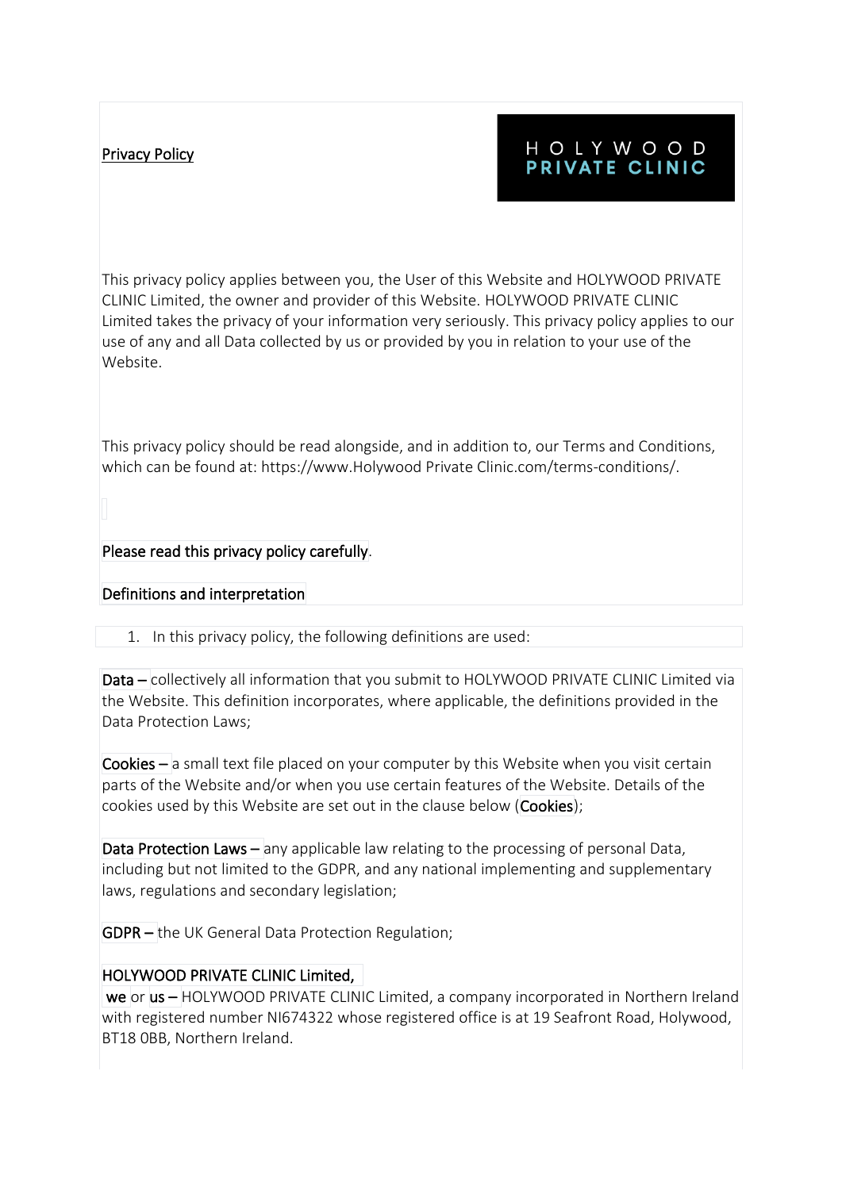# Privacy Policy

HOLYWOOD PRIVATE CLINIC

This privacy policy applies between you, the User of this Website and HOLYWOOD PRIVATE CLINIC Limited, the owner and provider of this Website. HOLYWOOD PRIVATE CLINIC Limited takes the privacy of your information very seriously. This privacy policy applies to our use of any and all Data collected by us or provided by you in relation to your use of the Website.

This privacy policy should be read alongside, and in addition to, our Terms and Conditions, which can be found at: https://www.Holywood Private Clinic.com/terms-conditions/.

**Please read this privacy policy carefully.**

## Definitions and interpretation

1. In this privacy policy, the following definitions are used:

**Data –** collectively all information that you submit to HOLYWOOD PRIVATE CLINIC Limited via the Website. This definition incorporates, where applicable, the definitions provided in the Data Protection Laws;

**Cookies –** a small text file placed on your computer by this Website when you visit certain parts of the Website and/or when you use certain features of the Website. Details of the cookies used by this Website are set out in the clause below (**Cookies**);

**Data Protection Laws –** any applicable law relating to the processing of personal Data, including but not limited to the GDPR, and any national implementing and supplementary laws, regulations and secondary legislation;

**GDPR –** the UK General Data Protection Regulation;

**HOLYWOOD PRIVATE CLINIC Limited, we** or **us –** HOLYWOOD PRIVATE CLINIC Limited, a company incorporated in Northern Ireland with registered number NI674322 whose registered office is at 19 Seafront Road, Holywood, BT18 0BB, Northern Ireland.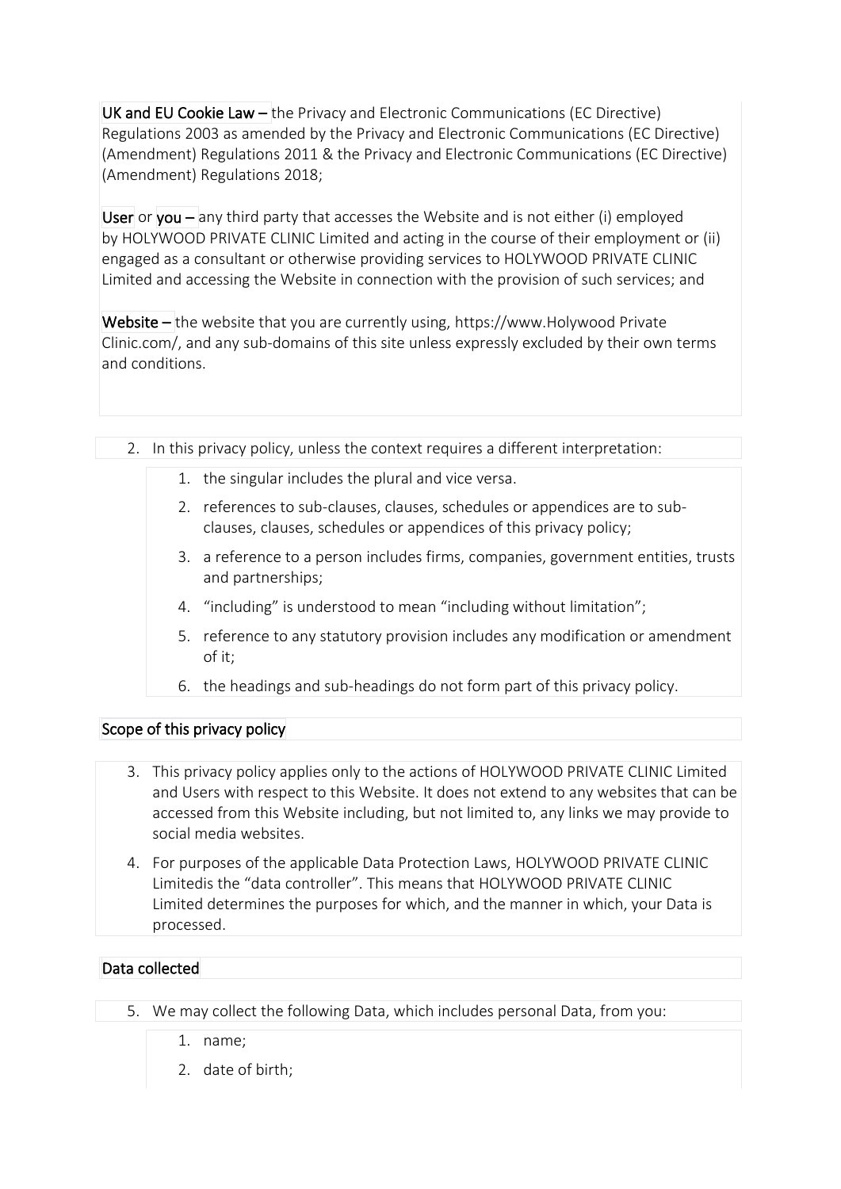**UK and EU Cookie Law** – the Privacy and Electronic Communications (EC Directive) Regulations 2003 as amended by the Privacy and Electronic Communications (EC Directive) (Amendment) Regulations 2011 & the Privacy and Electronic Communications (EC Directive) (Amendment) Regulations 2018;

**User** or **you** – any third party that accesses the Website and is not either (i) employed by HOLYWOOD PRIVATE CLINIC Limited and acting in the course of their employment or (ii) engaged as a consultant or otherwise providing services to HOLYWOOD PRIVATE CLINIC Limited and accessing the Website in connection with the provision of such services; and

**Website** – the website that you are currently using, https://www.Holywood Private Clinic.com/, and any sub-domains of this site unless expressly excluded by their own terms and conditions.

2. In this privacy policy, unless the context requires a different interpretation:
    1. the singular includes the plural and vice versa.
    2. references to sub-clauses, clauses, schedules or appendices are to sub-clauses, clauses, schedules or appendices of this privacy policy;
    3. a reference to a person includes firms, companies, government entities, trusts and partnerships;
    4. "including" is understood to mean "including without limitation";
    5. reference to any statutory provision includes any modification or amendment of it;
    6. the headings and sub-headings do not form part of this privacy policy.

## Scope of this privacy policy

3. This privacy policy applies only to the actions of HOLYWOOD PRIVATE CLINIC Limited and Users with respect to this Website. It does not extend to any websites that can be accessed from this Website including, but not limited to, any links we may provide to social media websites.
4. For purposes of the applicable Data Protection Laws, HOLYWOOD PRIVATE CLINIC Limitedis the "data controller". This means that HOLYWOOD PRIVATE CLINIC Limited determines the purposes for which, and the manner in which, your Data is processed.

## Data collected

5. We may collect the following Data, which includes personal Data, from you:
    1. name;
    2. date of birth;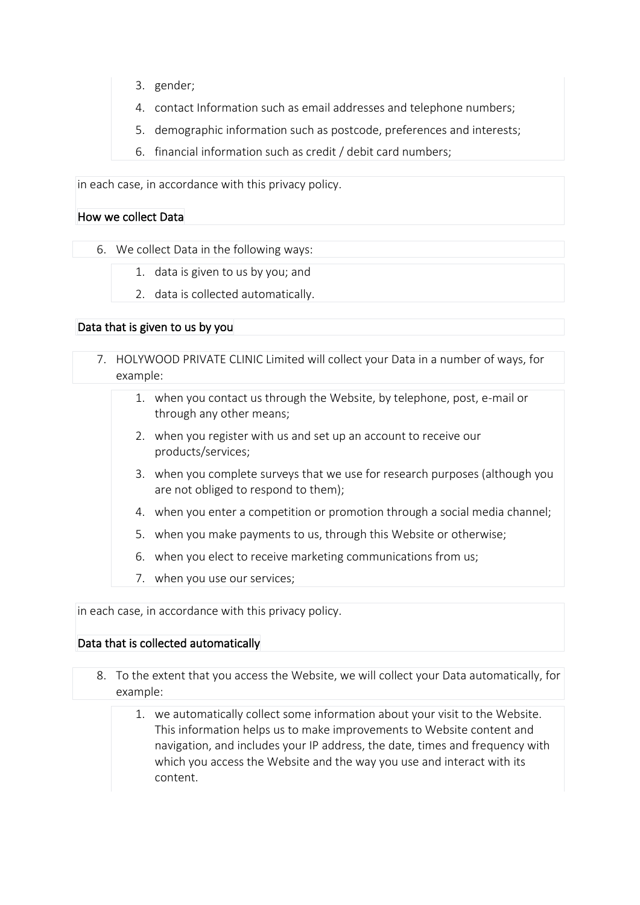3. gender;
4. contact Information such as email addresses and telephone numbers;
5. demographic information such as postcode, preferences and interests;
6. financial information such as credit / debit card numbers;

in each case, in accordance with this privacy policy.

## How we collect Data

6. We collect Data in the following ways:
    1. data is given to us by you; and
    2. data is collected automatically.

## Data that is given to us by you

7. HOLYWOOD PRIVATE CLINIC Limited will collect your Data in a number of ways, for example:
    1. when you contact us through the Website, by telephone, post, e-mail or through any other means;
    2. when you register with us and set up an account to receive our products/services;
    3. when you complete surveys that we use for research purposes (although you are not obliged to respond to them);
    4. when you enter a competition or promotion through a social media channel;
    5. when you make payments to us, through this Website or otherwise;
    6. when you elect to receive marketing communications from us;
    7. when you use our services;

in each case, in accordance with this privacy policy.

## Data that is collected automatically

8. To the extent that you access the Website, we will collect your Data automatically, for example:
    1. we automatically collect some information about your visit to the Website. This information helps us to make improvements to Website content and navigation, and includes your IP address, the date, times and frequency with which you access the Website and the way you use and interact with its content.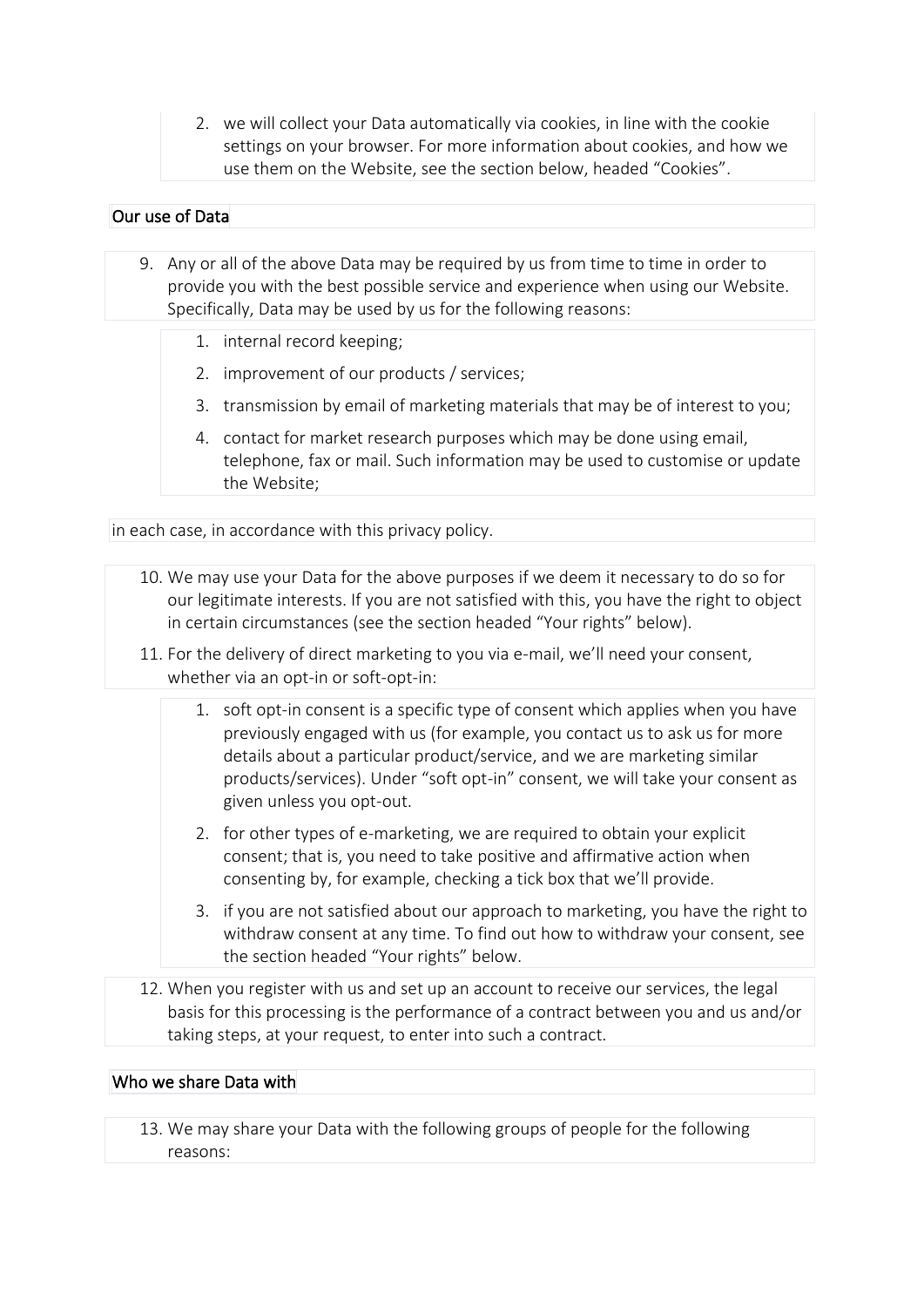2. we will collect your Data automatically via cookies, in line with the cookie settings on your browser. For more information about cookies, and how we use them on the Website, see the section below, headed "Cookies".

## Our use of Data

9. Any or all of the above Data may be required by us from time to time in order to provide you with the best possible service and experience when using our Website. Specifically, Data may be used by us for the following reasons:
    1. internal record keeping;
    2. improvement of our products / services;
    3. transmission by email of marketing materials that may be of interest to you;
    4. contact for market research purposes which may be done using email, telephone, fax or mail. Such information may be used to customise or update the Website;

in each case, in accordance with this privacy policy.

10. We may use your Data for the above purposes if we deem it necessary to do so for our legitimate interests. If you are not satisfied with this, you have the right to object in certain circumstances (see the section headed "Your rights" below).
11. For the delivery of direct marketing to you via e-mail, we'll need your consent, whether via an opt-in or soft-opt-in:
    1. soft opt-in consent is a specific type of consent which applies when you have previously engaged with us (for example, you contact us to ask us for more details about a particular product/service, and we are marketing similar products/services). Under "soft opt-in" consent, we will take your consent as given unless you opt-out.
    2. for other types of e-marketing, we are required to obtain your explicit consent; that is, you need to take positive and affirmative action when consenting by, for example, checking a tick box that we'll provide.
    3. if you are not satisfied about our approach to marketing, you have the right to withdraw consent at any time. To find out how to withdraw your consent, see the section headed "Your rights" below.
12. When you register with us and set up an account to receive our services, the legal basis for this processing is the performance of a contract between you and us and/or taking steps, at your request, to enter into such a contract.

## Who we share Data with

13. We may share your Data with the following groups of people for the following reasons: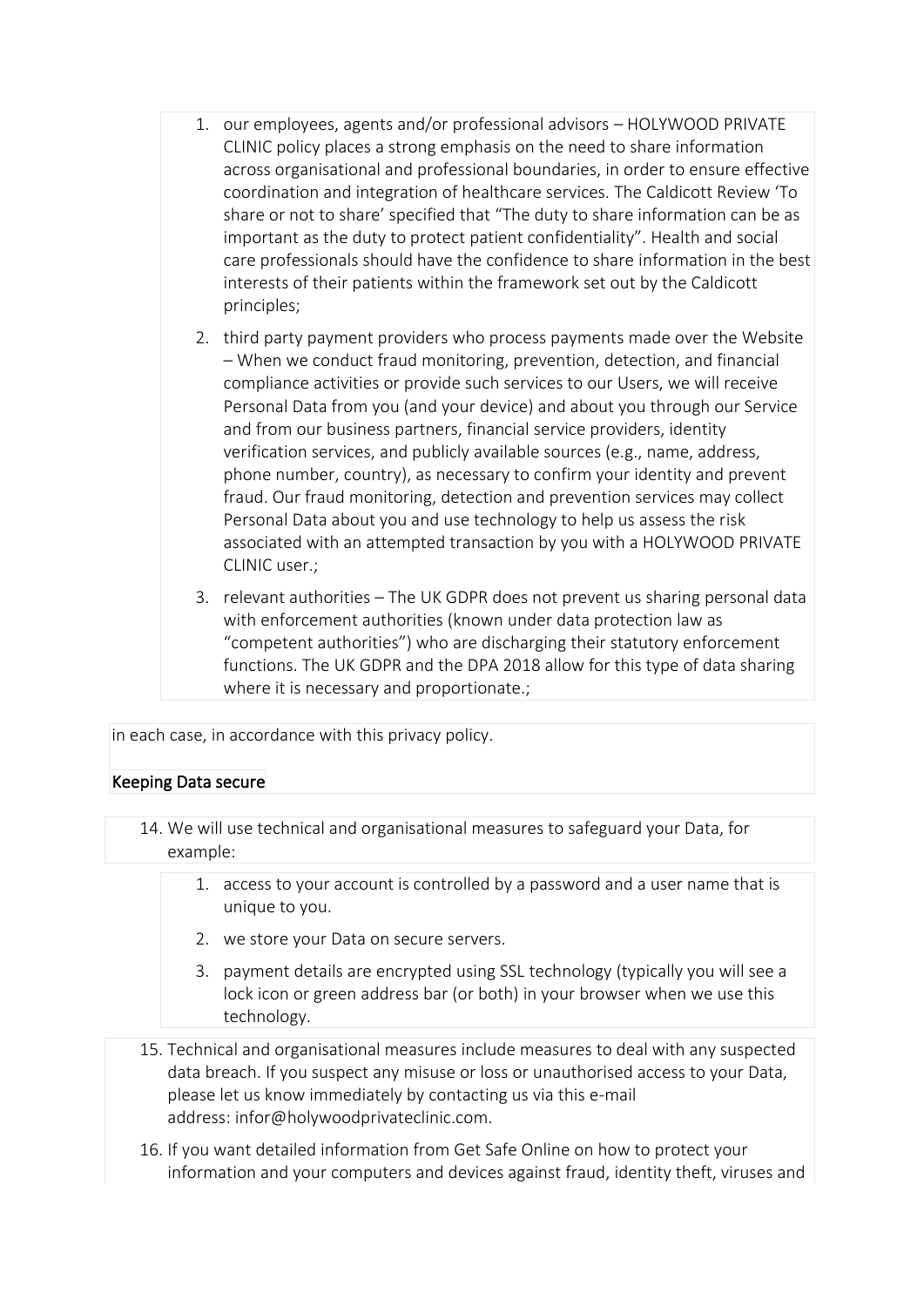1. our employees, agents and/or professional advisors – HOLYWOOD PRIVATE CLINIC policy places a strong emphasis on the need to share information across organisational and professional boundaries, in order to ensure effective coordination and integration of healthcare services. The Caldicott Review 'To share or not to share' specified that "The duty to share information can be as important as the duty to protect patient confidentiality". Health and social care professionals should have the confidence to share information in the best interests of their patients within the framework set out by the Caldicott principles;
2. third party payment providers who process payments made over the Website – When we conduct fraud monitoring, prevention, detection, and financial compliance activities or provide such services to our Users, we will receive Personal Data from you (and your device) and about you through our Service and from our business partners, financial service providers, identity verification services, and publicly available sources (e.g., name, address, phone number, country), as necessary to confirm your identity and prevent fraud. Our fraud monitoring, detection and prevention services may collect Personal Data about you and use technology to help us assess the risk associated with an attempted transaction by you with a HOLYWOOD PRIVATE CLINIC user.;
3. relevant authorities – The UK GDPR does not prevent us sharing personal data with enforcement authorities (known under data protection law as "competent authorities") who are discharging their statutory enforcement functions. The UK GDPR and the DPA 2018 allow for this type of data sharing where it is necessary and proportionate.;

in each case, in accordance with this privacy policy.

## Keeping Data secure

14. We will use technical and organisational measures to safeguard your Data, for example:
    1. access to your account is controlled by a password and a user name that is unique to you.
    2. we store your Data on secure servers.
    3. payment details are encrypted using SSL technology (typically you will see a lock icon or green address bar (or both) in your browser when we use this technology.
15. Technical and organisational measures include measures to deal with any suspected data breach. If you suspect any misuse or loss or unauthorised access to your Data, please let us know immediately by contacting us via this e-mail address: infor@holywoodprivateclinic.com.
16. If you want detailed information from Get Safe Online on how to protect your information and your computers and devices against fraud, identity theft, viruses and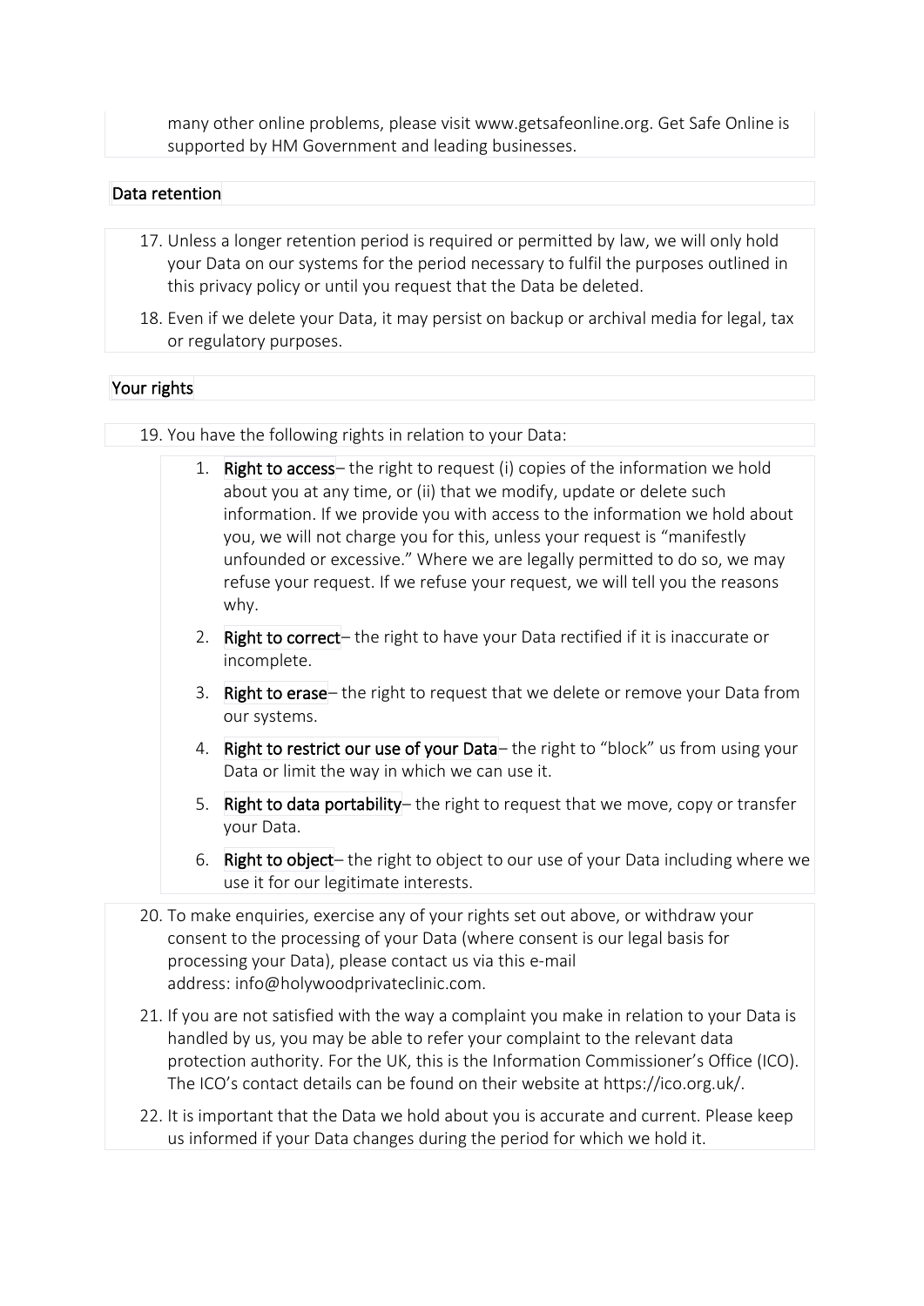many other online problems, please visit www.getsafeonline.org. Get Safe Online is supported by HM Government and leading businesses.

## Data retention

17. Unless a longer retention period is required or permitted by law, we will only hold your Data on our systems for the period necessary to fulfil the purposes outlined in this privacy policy or until you request that the Data be deleted.
18. Even if we delete your Data, it may persist on backup or archival media for legal, tax or regulatory purposes.

## Your rights

19. You have the following rights in relation to your Data:
    1. **Right to access**– the right to request (i) copies of the information we hold about you at any time, or (ii) that we modify, update or delete such information. If we provide you with access to the information we hold about you, we will not charge you for this, unless your request is "manifestly unfounded or excessive." Where we are legally permitted to do so, we may refuse your request. If we refuse your request, we will tell you the reasons why.
    2. **Right to correct**– the right to have your Data rectified if it is inaccurate or incomplete.
    3. **Right to erase**– the right to request that we delete or remove your Data from our systems.
    4. **Right to restrict our use of your Data**– the right to "block" us from using your Data or limit the way in which we can use it.
    5. **Right to data portability**– the right to request that we move, copy or transfer your Data.
    6. **Right to object**– the right to object to our use of your Data including where we use it for our legitimate interests.
20. To make enquiries, exercise any of your rights set out above, or withdraw your consent to the processing of your Data (where consent is our legal basis for processing your Data), please contact us via this e-mail address: info@holywoodprivateclinic.com.
21. If you are not satisfied with the way a complaint you make in relation to your Data is handled by us, you may be able to refer your complaint to the relevant data protection authority. For the UK, this is the Information Commissioner's Office (ICO). The ICO's contact details can be found on their website at https://ico.org.uk/.
22. It is important that the Data we hold about you is accurate and current. Please keep us informed if your Data changes during the period for which we hold it.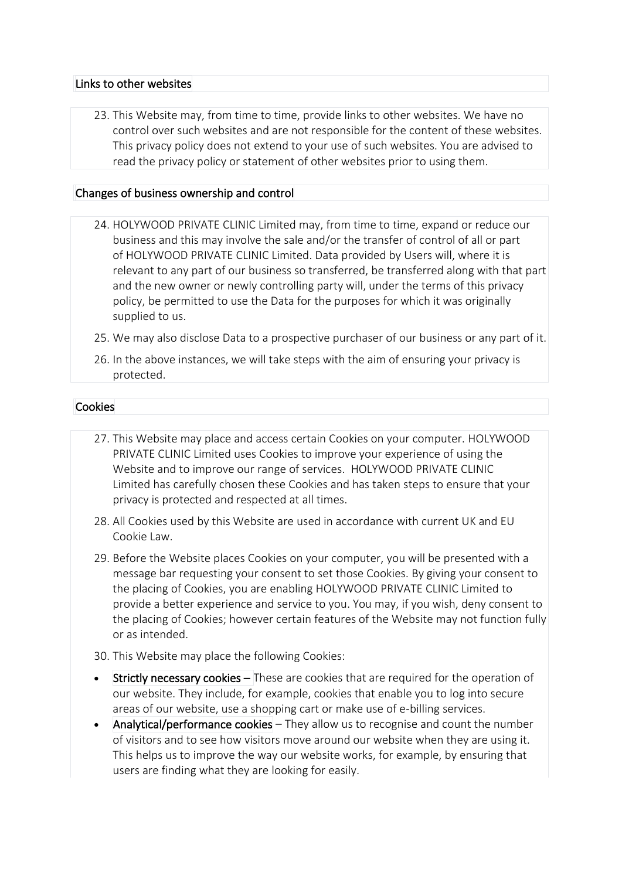## Links to other websites

23. This Website may, from time to time, provide links to other websites. We have no control over such websites and are not responsible for the content of these websites. This privacy policy does not extend to your use of such websites. You are advised to read the privacy policy or statement of other websites prior to using them.

## Changes of business ownership and control

24. HOLYWOOD PRIVATE CLINIC Limited may, from time to time, expand or reduce our business and this may involve the sale and/or the transfer of control of all or part of HOLYWOOD PRIVATE CLINIC Limited. Data provided by Users will, where it is relevant to any part of our business so transferred, be transferred along with that part and the new owner or newly controlling party will, under the terms of this privacy policy, be permitted to use the Data for the purposes for which it was originally supplied to us.
25. We may also disclose Data to a prospective purchaser of our business or any part of it.
26. In the above instances, we will take steps with the aim of ensuring your privacy is protected.

## Cookies

27. This Website may place and access certain Cookies on your computer. HOLYWOOD PRIVATE CLINIC Limited uses Cookies to improve your experience of using the Website and to improve our range of services. HOLYWOOD PRIVATE CLINIC Limited has carefully chosen these Cookies and has taken steps to ensure that your privacy is protected and respected at all times.
28. All Cookies used by this Website are used in accordance with current UK and EU Cookie Law.
29. Before the Website places Cookies on your computer, you will be presented with a message bar requesting your consent to set those Cookies. By giving your consent to the placing of Cookies, you are enabling HOLYWOOD PRIVATE CLINIC Limited to provide a better experience and service to you. You may, if you wish, deny consent to the placing of Cookies; however certain features of the Website may not function fully or as intended.
30. This Website may place the following Cookies:

- **Strictly necessary cookies –** These are cookies that are required for the operation of our website. They include, for example, cookies that enable you to log into secure areas of our website, use a shopping cart or make use of e-billing services.
- **Analytical/performance cookies** – They allow us to recognise and count the number of visitors and to see how visitors move around our website when they are using it. This helps us to improve the way our website works, for example, by ensuring that users are finding what they are looking for easily.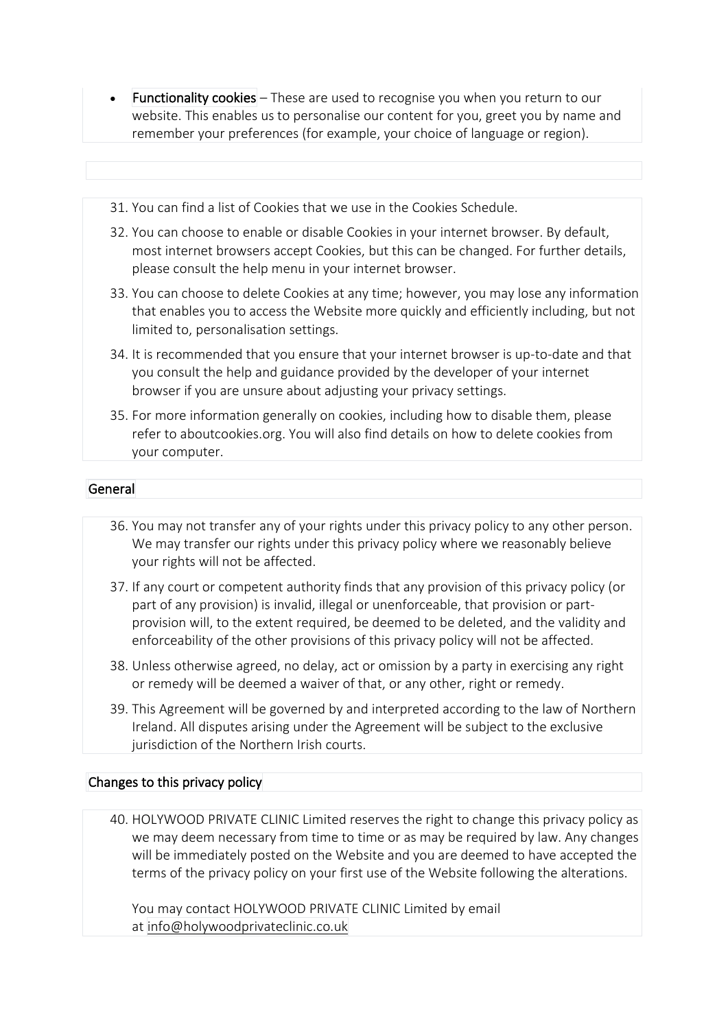- **Functionality cookies** – These are used to recognise you when you return to our website. This enables us to personalise our content for you, greet you by name and remember your preferences (for example, your choice of language or region).

31. You can find a list of Cookies that we use in the Cookies Schedule.
32. You can choose to enable or disable Cookies in your internet browser. By default, most internet browsers accept Cookies, but this can be changed. For further details, please consult the help menu in your internet browser.
33. You can choose to delete Cookies at any time; however, you may lose any information that enables you to access the Website more quickly and efficiently including, but not limited to, personalisation settings.
34. It is recommended that you ensure that your internet browser is up-to-date and that you consult the help and guidance provided by the developer of your internet browser if you are unsure about adjusting your privacy settings.
35. For more information generally on cookies, including how to disable them, please refer to aboutcookies.org. You will also find details on how to delete cookies from your computer.

## General

36. You may not transfer any of your rights under this privacy policy to any other person. We may transfer our rights under this privacy policy where we reasonably believe your rights will not be affected.
37. If any court or competent authority finds that any provision of this privacy policy (or part of any provision) is invalid, illegal or unenforceable, that provision or part-provision will, to the extent required, be deemed to be deleted, and the validity and enforceability of the other provisions of this privacy policy will not be affected.
38. Unless otherwise agreed, no delay, act or omission by a party in exercising any right or remedy will be deemed a waiver of that, or any other, right or remedy.
39. This Agreement will be governed by and interpreted according to the law of Northern Ireland. All disputes arising under the Agreement will be subject to the exclusive jurisdiction of the Northern Irish courts.

## Changes to this privacy policy

40. HOLYWOOD PRIVATE CLINIC Limited reserves the right to change this privacy policy as we may deem necessary from time to time or as may be required by law. Any changes will be immediately posted on the Website and you are deemed to have accepted the terms of the privacy policy on your first use of the Website following the alterations.

    You may contact HOLYWOOD PRIVATE CLINIC Limited by email at info@holywoodprivateclinic.co.uk